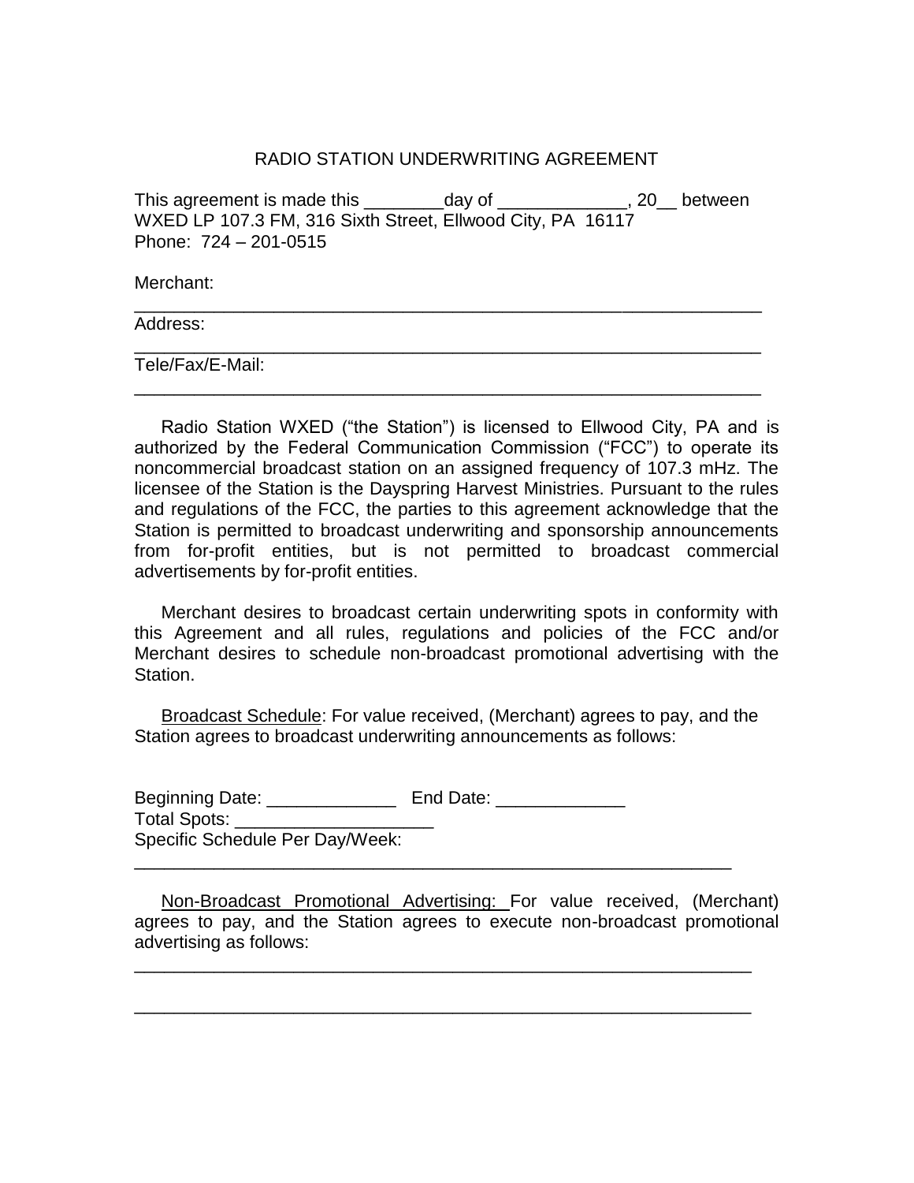# RADIO STATION UNDERWRITING AGREEMENT

This agreement is made this ________day of _____________, 20__ between WXED LP 107.3 FM, 316 Sixth Street, Ellwood City, PA 16117
Phone: 724 – 201-0515

Merchant:
_______________________________________________________________

Address:
_______________________________________________________________

Tele/Fax/E-Mail:
_______________________________________________________________

Radio Station WXED ("the Station") is licensed to Ellwood City, PA and is authorized by the Federal Communication Commission ("FCC") to operate its noncommercial broadcast station on an assigned frequency of 107.3 mHz. The licensee of the Station is the Dayspring Harvest Ministries. Pursuant to the rules and regulations of the FCC, the parties to this agreement acknowledge that the Station is permitted to broadcast underwriting and sponsorship announcements from for-profit entities, but is not permitted to broadcast commercial advertisements by for-profit entities.

Merchant desires to broadcast certain underwriting spots in conformity with this Agreement and all rules, regulations and policies of the FCC and/or Merchant desires to schedule non-broadcast promotional advertising with the Station.

Broadcast Schedule: For value received, (Merchant) agrees to pay, and the Station agrees to broadcast underwriting announcements as follows:

Beginning Date: _____________ End Date: _____________
Total Spots: ___________________
Specific Schedule Per Day/Week:
_____________________________________________________________

Non-Broadcast Promotional Advertising: For value received, (Merchant) agrees to pay, and the Station agrees to execute non-broadcast promotional advertising as follows:

_____________________________________________________________

_____________________________________________________________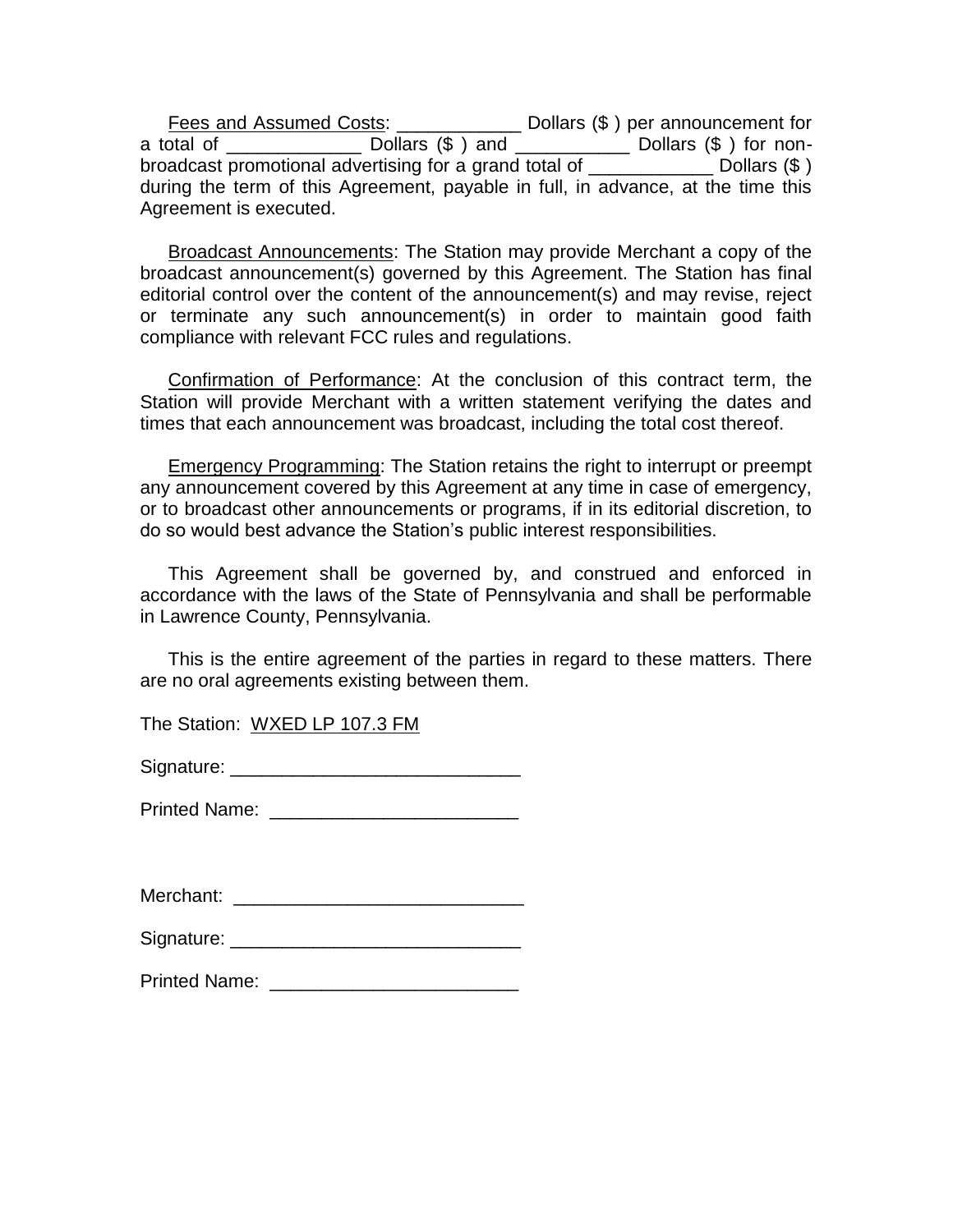Fees and Assumed Costs: ____________ Dollars ($ ) per announcement for a total of _____________ Dollars ($ ) and ___________ Dollars ($ ) for non-broadcast promotional advertising for a grand total of ____________ Dollars ($ ) during the term of this Agreement, payable in full, in advance, at the time this Agreement is executed.

Broadcast Announcements: The Station may provide Merchant a copy of the broadcast announcement(s) governed by this Agreement. The Station has final editorial control over the content of the announcement(s) and may revise, reject or terminate any such announcement(s) in order to maintain good faith compliance with relevant FCC rules and regulations.

Confirmation of Performance: At the conclusion of this contract term, the Station will provide Merchant with a written statement verifying the dates and times that each announcement was broadcast, including the total cost thereof.

Emergency Programming: The Station retains the right to interrupt or preempt any announcement covered by this Agreement at any time in case of emergency, or to broadcast other announcements or programs, if in its editorial discretion, to do so would best advance the Station's public interest responsibilities.

This Agreement shall be governed by, and construed and enforced in accordance with the laws of the State of Pennsylvania and shall be performable in Lawrence County, Pennsylvania.

This is the entire agreement of the parties in regard to these matters. There are no oral agreements existing between them.

The Station: WXED LP 107.3 FM

Signature: ____________________________

Printed Name: ________________________

Merchant: ____________________________

Signature: ____________________________

Printed Name: ________________________